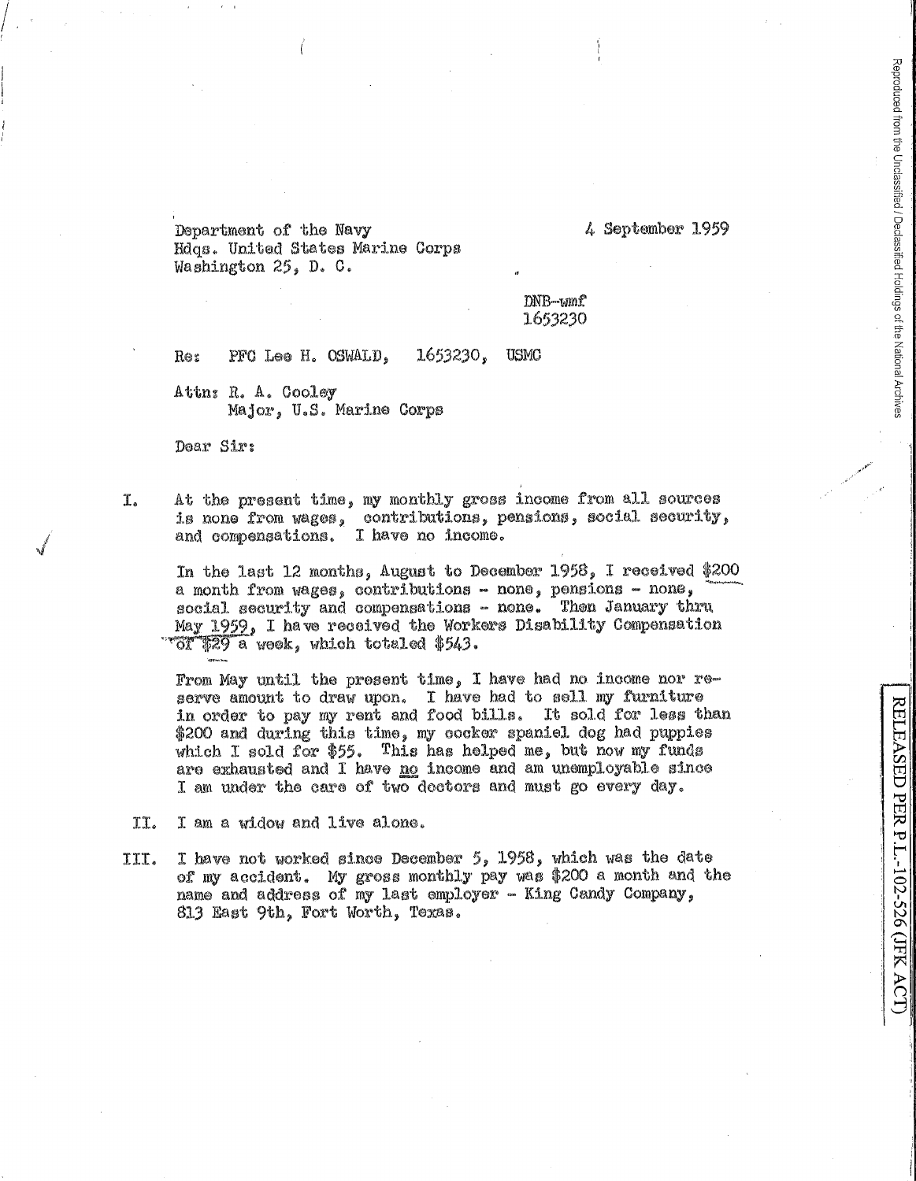Department of the Navy
Hdqs. United States Marine Corps
Washington 25, D. C.

4 September 1959

DNB-wmf
1653230

Re: PFC Lee H. OSWALD, 1653230, USMC

Attn: R. A. Cooley
Major, U.S. Marine Corps

Dear Sir:

I. At the present time, my monthly gross income from all sources is none from wages, contributions, pensions, social security, and compensations. I have no income.

In the last 12 months, August to December 1958, I received $200 a month from wages, contributions - none, pensions - none, social security and compensations - none. Then January thru May 1959, I have received the Workers Disability Compensation of $29 a week, which totaled $543.

From May until the present time, I have had no income nor reserve amount to draw upon. I have had to sell my furniture in order to pay my rent and food bills. It sold for less than $200 and during this time, my cocker spaniel dog had puppies which I sold for $55. This has helped me, but now my funds are exhausted and I have <u>no</u> income and am unemployable since I am under the care of two doctors and must go every day.

II. I am a widow and live alone.

III. I have not worked since December 5, 1958, which was the date of my accident. My gross monthly pay was $200 a month and the name and address of my last employer - King Candy Company, 813 East 9th, Fort Worth, Texas.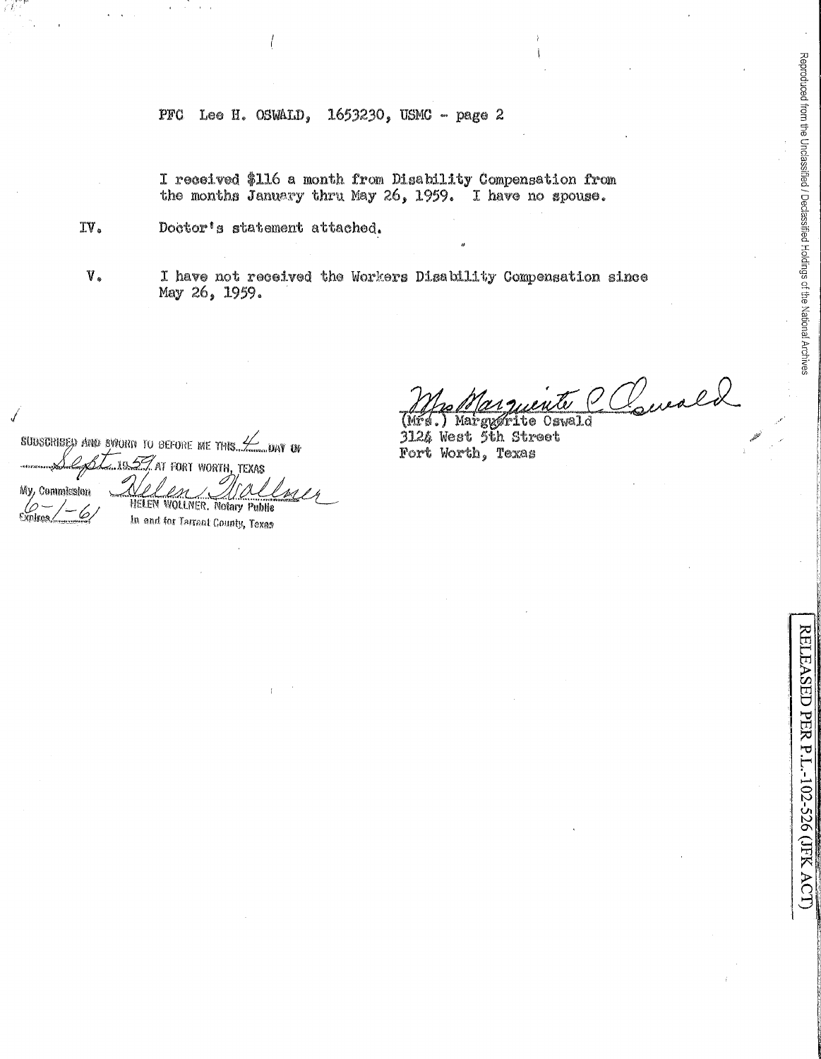PFC Lee H. OSWALD, 1653230, USMC - page 2

I received $116 a month from Disability Compensation from the months January thru May 26, 1959. I have no spouse.

IV. Doctor's statement attached.

V. I have not received the Workers Disability Compensation since May 26, 1959.

Mrs Marguerite C Oswald
(Mrs.) Marguerite Oswald
3124 West 5th Street
Fort Worth, Texas

SUBSCRIBED AND SWORN TO BEFORE ME THIS 4 DAY OF Sept 1959 AT FORT WORTH, TEXAS

My Commission Expires 6-1-61

Helen Wollner
HELEN WOLLNER, Notary Public
In and for Tarrant County, Texas

RELEASED PER P.L.-102-526 (JFK ACT)